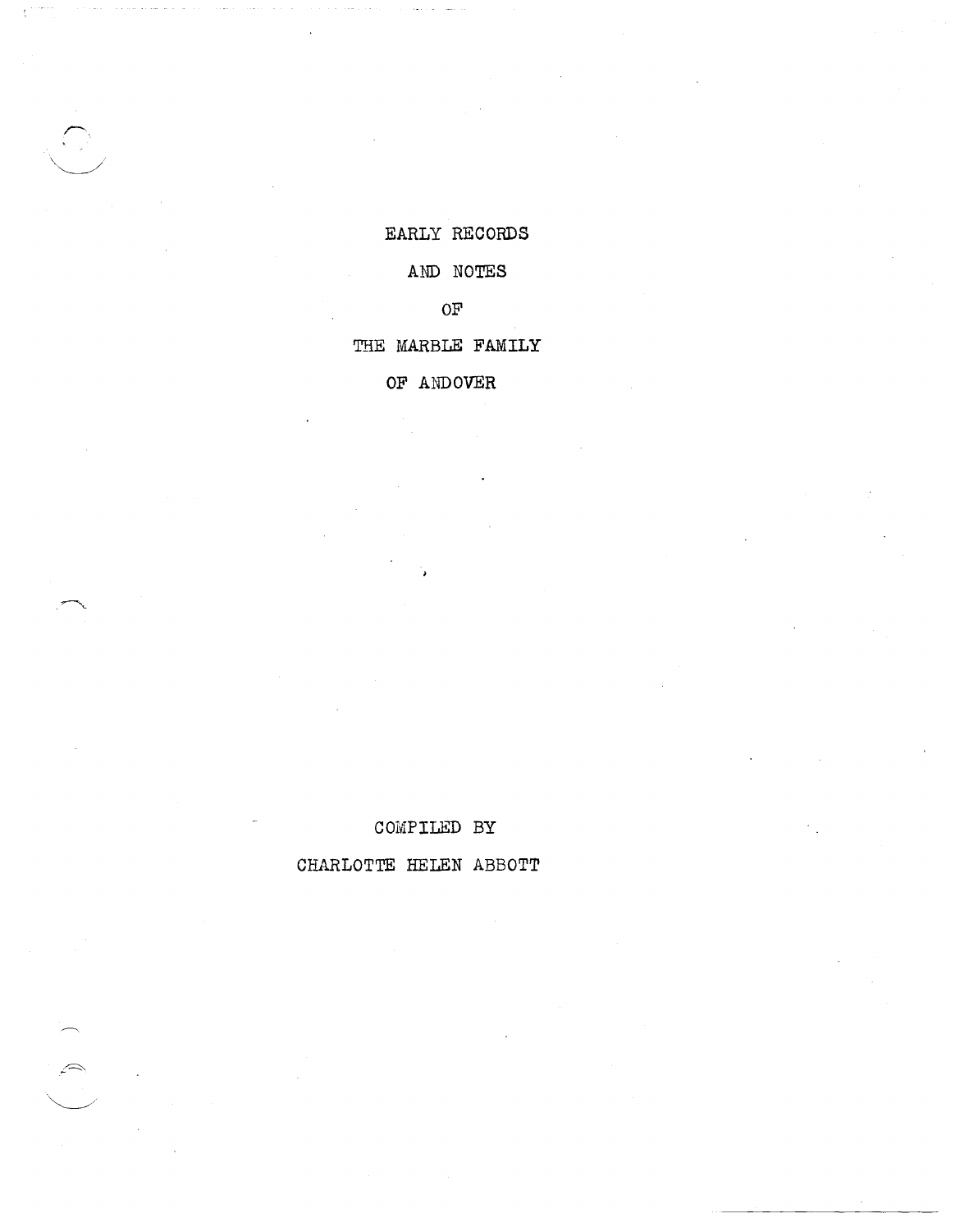# EARLY RECORDS AND NOTES OF THE MARBLE FAMILY OF ANDOVER

COMPILED BY

CHARLOTTE HELEN ABBOTT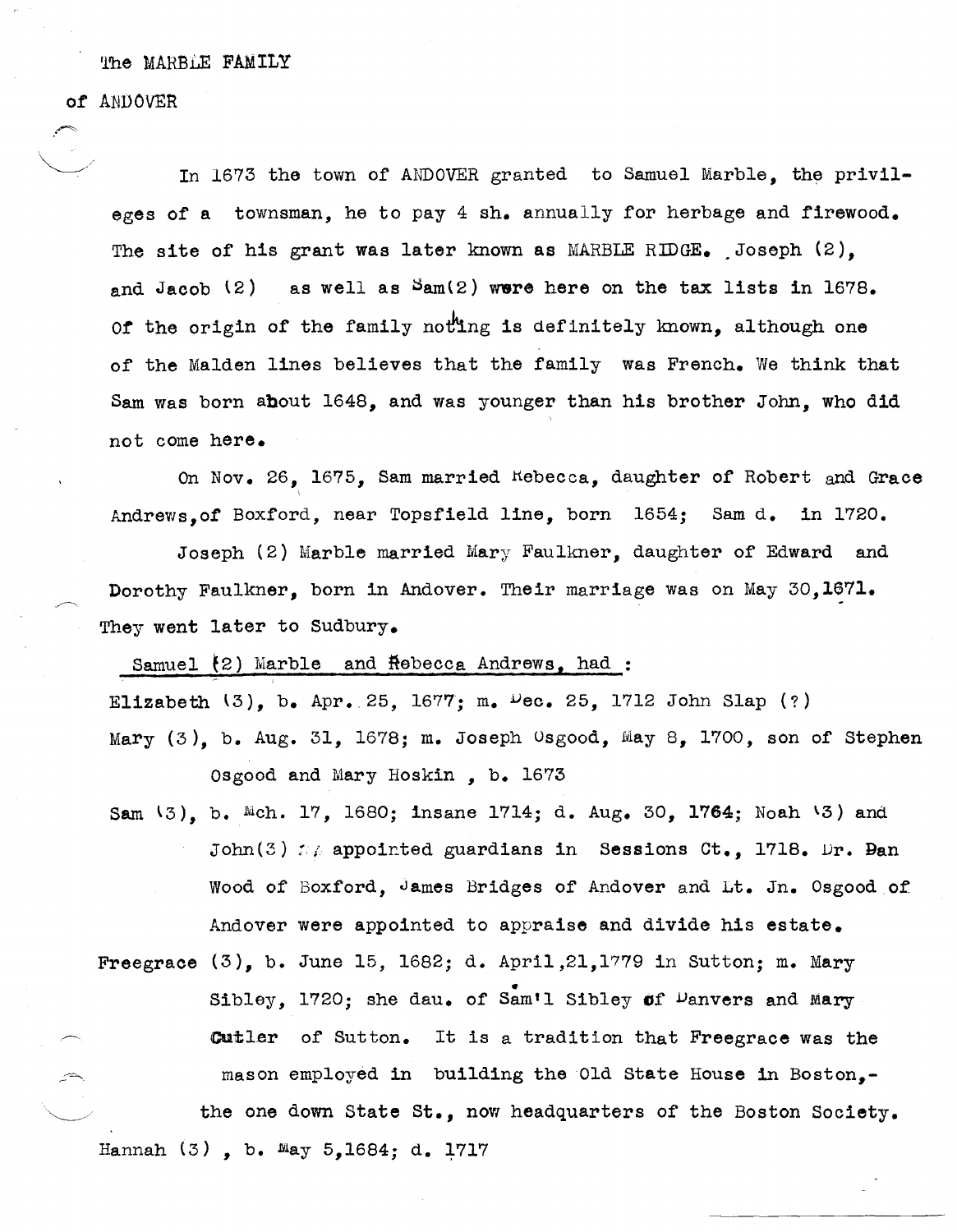The MARBLE FAMILY

of ANDOVER

In 1673 the town of ANDOVER granted to Samuel Marble, the privileges of a townsman, he to pay 4 sh. annually for herbage and firewood. The site of his grant was later known as MARBLE RIDGE. Joseph (2), and Jacob (2) as well as Sam(2) were here on the tax lists in 1678. Of the origin of the family nothing is definitely known, although one of the Malden lines believes that the family was French. We think that Sam was born about 1648, and was younger than his brother John, who did not come here.

On Nov. 26, 1675, Sam married Rebecca, daughter of Robert and Grace Andrews, of Boxford, near Topsfield line, born 1654; Sam d. in 1720.

Joseph (2) Marble married Mary Faulkner, daughter of Edward and Dorothy Faulkner, born in Andover. Their marriage was on May 30, 1671. They went later to Sudbury.

Samuel (2) Marble and Rebecca Andrews, had :

Elizabeth (3), b. Apr. 25, 1677; m. Dec. 25, 1712 John Slap (?)

Mary (3), b. Aug. 31, 1678; m. Joseph Osgood, May 8, 1700, son of Stephen Osgood and Mary Hoskin , b. 1673

Sam (3), b. Mch. 17, 1680; insane 1714; d. Aug. 30, 1764; Noah (3) and John(3) appointed guardians in Sessions Ct., 1718. Dr. Dan Wood of Boxford, James Bridges of Andover and Lt. Jn. Osgood of Andover were appointed to appraise and divide his estate.

Freegrace (3), b. June 15, 1682; d. April, 21, 1779 in Sutton; m. Mary Sibley, 1720; she dau. of Sam'l Sibley of Danvers and Mary Cutler of Sutton. It is a tradition that Freegrace was the mason employed in building the Old State House in Boston,- the one down State St., now headquarters of the Boston Society.

Hannah (3) , b. May 5, 1684; d. 1717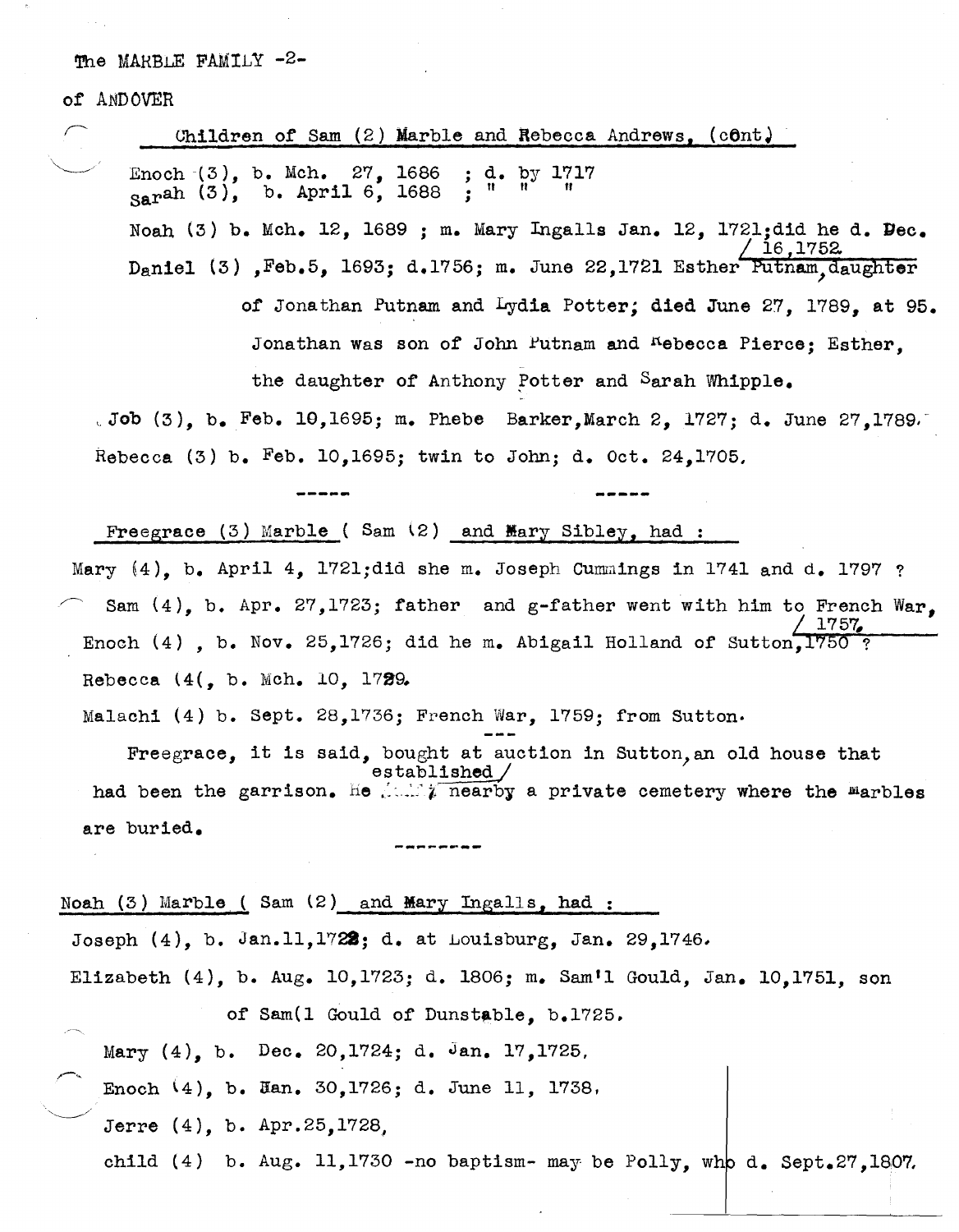The MARBLE FAMILY -2-

of ANDOVER

Children of Sam (2) Marble and Rebecca Andrews, (cont.)

Enoch (3), b. Mch. 27, 1686 ; d. by 1717
Sarah (3), b. April 6, 1688 ; " " "

Noah (3) b. Mch. 12, 1689 ; m. Mary Ingalls Jan. 12, 1721;did he d. Dec. 16,1752

Daniel (3) ,Feb.5, 1693; d.1756; m. June 22,1721 Esther Putnam, daughter of Jonathan Putnam and Lydia Potter; died June 27, 1789, at 95. Jonathan was son of John Putnam and Rebecca Pierce; Esther, the daughter of Anthony Potter and Sarah Whipple.

Job (3), b. Feb. 10,1695; m. Phebe Barker,March 2, 1727; d. June 27,1789.

Rebecca (3) b. Feb. 10,1695; twin to John; d. Oct. 24,1705.

----- -----

Freegrace (3) Marble ( Sam (2) and Mary Sibley, had :

Mary (4), b. April 4, 1721;did she m. Joseph Cummings in 1741 and d. 1797 ?

Sam (4), b. Apr. 27,1723; father and g-father went with him to French War, 1757.

Enoch (4) , b. Nov. 25,1726; did he m. Abigail Holland of Sutton,1750 ?

Rebecca (4(, b. Mch. 10, 1729.

Malachi (4) b. Sept. 28,1736; French War, 1759; from Sutton.

---

Freegrace, it is said, bought at auction in Sutton, an old house that had been the garrison. He established nearby a private cemetery where the Marbles are buried.

--------

Noah (3) Marble ( Sam (2) and Mary Ingalls, had :

Joseph (4), b. Jan.11,1722; d. at Louisburg, Jan. 29,1746.

Elizabeth (4), b. Aug. 10,1723; d. 1806; m. Sam'l Gould, Jan. 10,1751, son of Sam(1 Gould of Dunstable, b.1725.

Mary (4), b. Dec. 20,1724; d. Jan. 17,1725.

Enoch (4), b. Jan. 30,1726; d. June 11, 1738.

Jerre (4), b. Apr.25,1728.

child (4) b. Aug. 11,1730 -no baptism- may be Polly, who d. Sept.27,1807.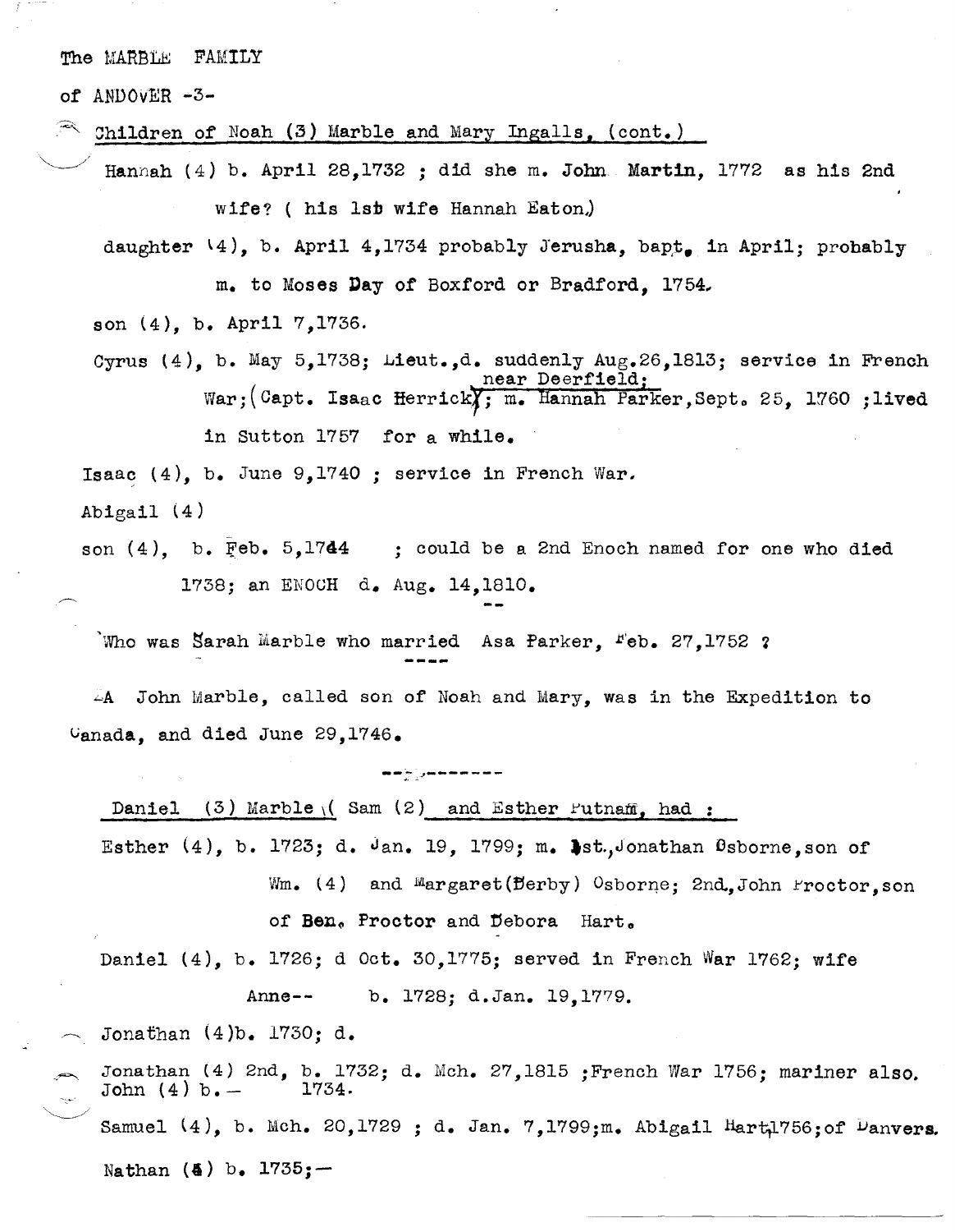The MARBLE FAMILY

of ANDOVER -3-

Children of Noah (3) Marble and Mary Ingalls, (cont.)

Hannah (4) b. April 28,1732 ; did she m. John Martin, 1772 as his 2nd wife? ( his 1st wife Hannah Eaton.)

daughter (4), b. April 4,1734 probably Jerusha, bapt. in April; probably m. to Moses Day of Boxford or Bradford, 1754.

son (4), b. April 7,1736.

Cyrus (4), b. May 5,1738; Lieut.,d. suddenly Aug.26,1813; service in French War;(Capt. Isaac Herrick) near Deerfield; m. Hannah Parker,Sept. 25, 1760 ;lived in Sutton 1757 for a while.

Isaac (4), b. June 9,1740 ; service in French War.

Abigail (4)

son (4), b. Feb. 5,1744 ; could be a 2nd Enoch named for one who died 1738; an ENOCH d. Aug. 14,1810.

--

Who was Sarah Marble who married Asa Parker, Feb. 27,1752 ?

----

A John Marble, called son of Noah and Mary, was in the Expedition to Canada, and died June 29,1746.

----------

Daniel (3) Marble (Sam (2) and Esther Putnam, had :

Esther (4), b. 1723; d. Jan. 19, 1799; m. 1st.,Jonathan Osborne,son of Wm. (4) and Margaret(Derby) Osborne; 2nd.,John Proctor,son of Ben. Proctor and Debora Hart.

Daniel (4), b. 1726; d Oct. 30,1775; served in French War 1762; wife Anne-- b. 1728; d.Jan. 19,1779.

Jonathan (4)b. 1730; d.

Jonathan (4) 2nd, b. 1732; d. Mch. 27,1815 ;French War 1756; mariner also.
John (4) b.- 1734.

Samuel (4), b. Mch. 20,1729 ; d. Jan. 7,1799;m. Abigail Hart1756;of Danvers.

Nathan (4) b. 1735;-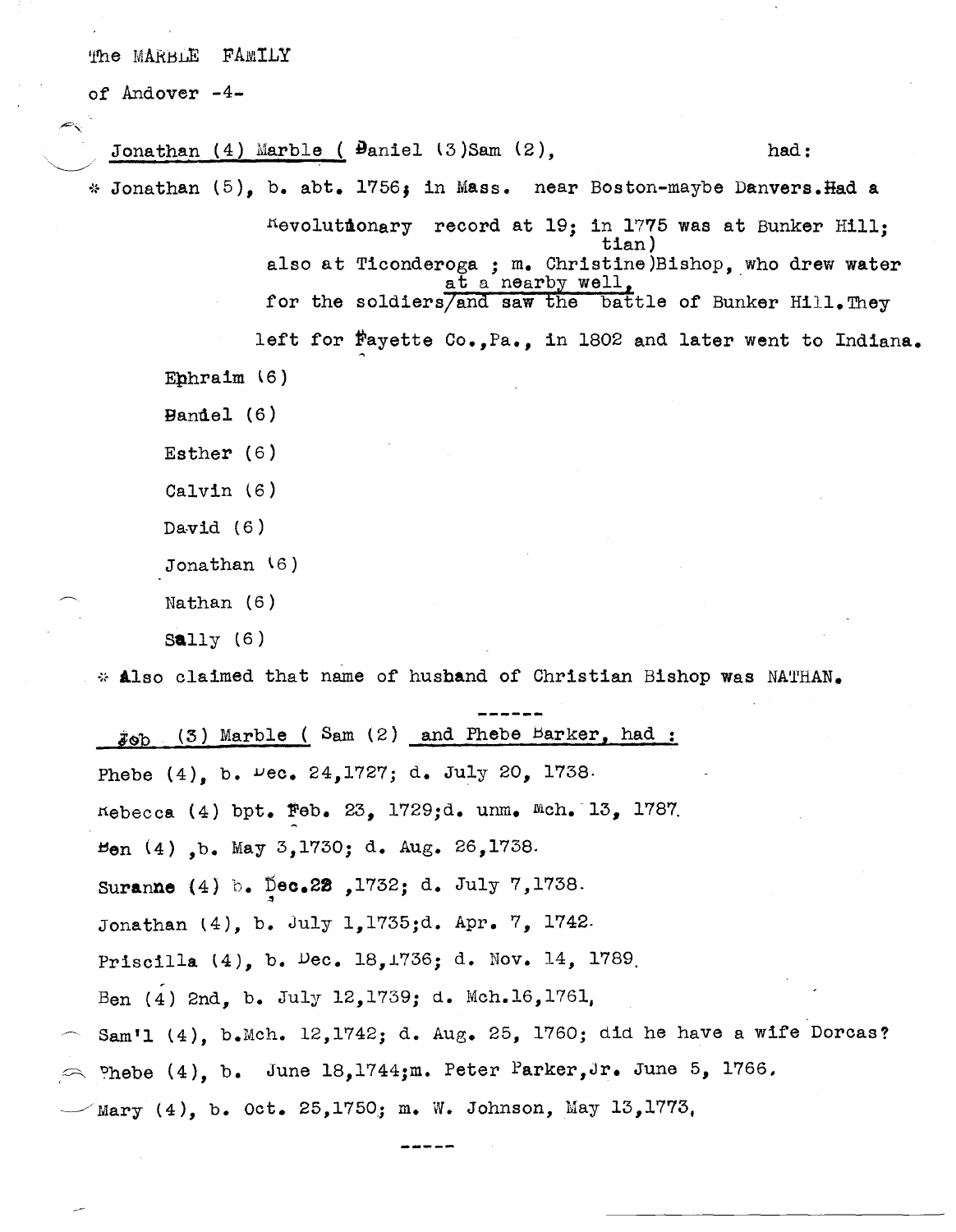The MARBLE FAMILY

of Andover -4-

Jonathan (4) Marble ( Daniel (3) Sam (2), had:

* Jonathan (5), b. abt. 1756; in Mass. near Boston-maybe Danvers. Had a Revolutionary record at 19; in 1775 was at Bunker Hill; also at Ticonderoga ; m. Christine (Christian) Bishop, who drew water for the soldiers at a nearby well, and saw the battle of Bunker Hill. They left for Fayette Co., Pa., in 1802 and later went to Indiana.

- Ephraim (6)
- Daniel (6)
- Esther (6)
- Calvin (6)
- David (6)
- Jonathan (6)
- Nathan (6)
- Sally (6)

* Also claimed that name of husband of Christian Bishop was NATHAN.

------

Job (3) Marble ( Sam (2) and Phebe Barker, had :

Phebe (4), b. Dec. 24,1727; d. July 20, 1738.

Rebecca (4) bpt. Feb. 23, 1729;d. unm. Mch. 13, 1787.

Ben (4) ,b. May 3,1730; d. Aug. 26,1738.

Suranne (4) b. Dec.28 ,1732; d. July 7,1738.

Jonathan (4), b. July 1,1735;d. Apr. 7, 1742.

Priscilla (4), b. Dec. 18,1736; d. Nov. 14, 1789.

Ben (4) 2nd, b. July 12,1739; d. Mch.16,1761,

Sam'l (4), b.Mch. 12,1742; d. Aug. 25, 1760; did he have a wife Dorcas?

Phebe (4), b. June 18,1744;m. Peter Parker,Jr. June 5, 1766,

Mary (4), b. Oct. 25,1750; m. W. Johnson, May 13,1773,

-----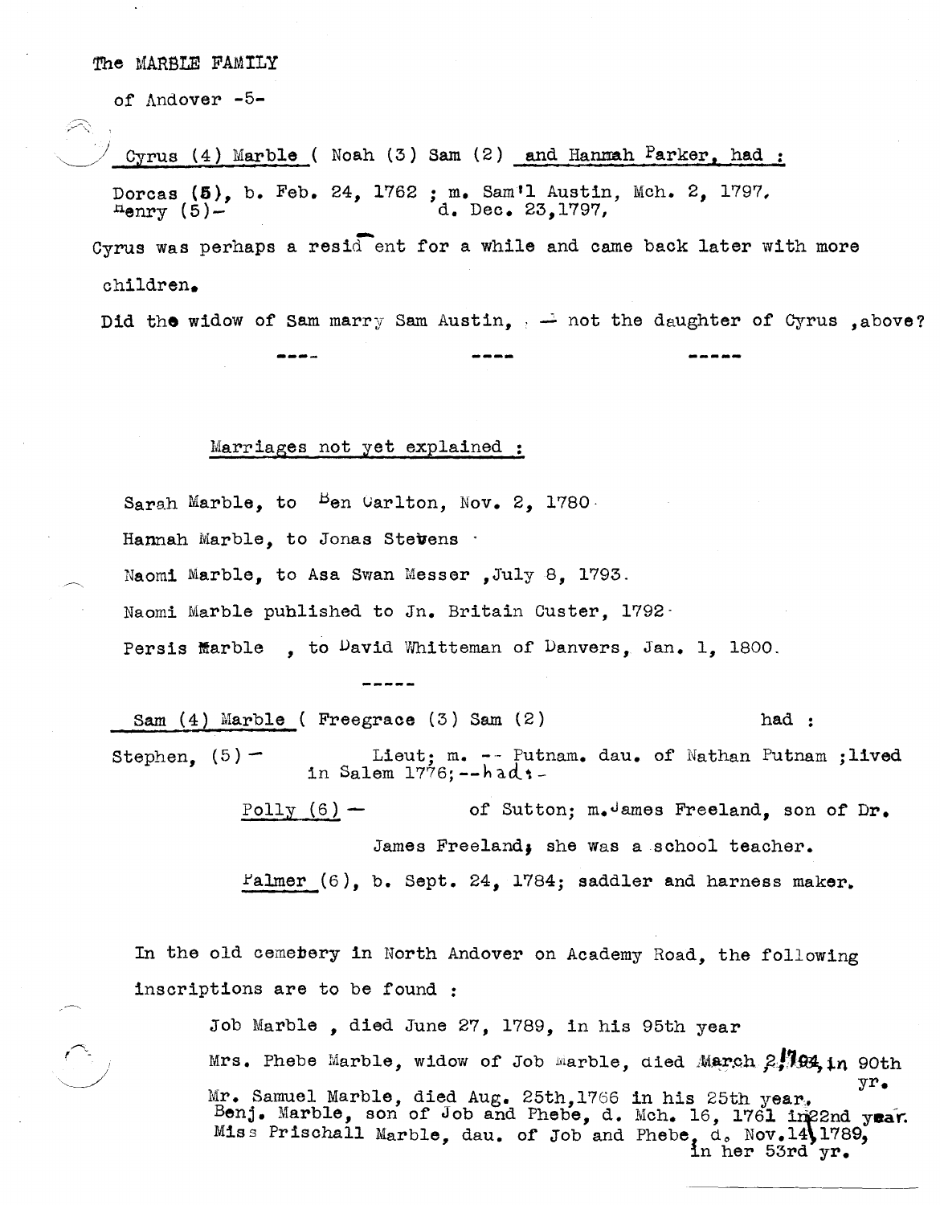The MARBLE FAMILY

of Andover -5-

Cyrus (4) Marble ( Noah (3) Sam (2) and Hannah Parker, had :

Dorcas (5), b. Feb. 24, 1762 ; m. Sam'l Austin, Mch. 2, 1797,
Henry (5)- d. Dec. 23,1797,

Cyrus was perhaps a resident for a while and came back later with more children.

Did the widow of Sam marry Sam Austin, -- not the daughter of Cyrus ,above?

---- ---- -----

Marriages not yet explained :

Sarah Marble, to Ben Carlton, Nov. 2, 1780.

Hannah Marble, to Jonas Stevens.

Naomi Marble, to Asa Swan Messer ,July 8, 1793.

Naomi Marble published to Jn. Britain Custer, 1792.

Persis Marble , to David Whitteman of Danvers, Jan. 1, 1800.

-----

Sam (4) Marble ( Freegrace (3) Sam (2) had :

Stephen, (5) — Lieut; m. -- Putnam. dau. of Nathan Putnam ;lived in Salem 1776;--had:-

Polly (6) — of Sutton; m. James Freeland, son of Dr. James Freeland; she was a school teacher.

Palmer (6), b. Sept. 24, 1784; saddler and harness maker.

In the old cemetery in North Andover on Academy Road, the following inscriptions are to be found :

Job Marble , died June 27, 1789, in his 95th year

Mrs. Phebe Marble, widow of Job Marble, died March 2, 1794, in 90th yr.

Mr. Samuel Marble, died Aug. 25th,1766 in his 25th year.

Benj. Marble, son of Job and Phebe, d. Mch. 16, 1761 in 22nd year.

Miss Prischall Marble, dau. of Job and Phebe, d. Nov.14, 1789, in her 53rd yr.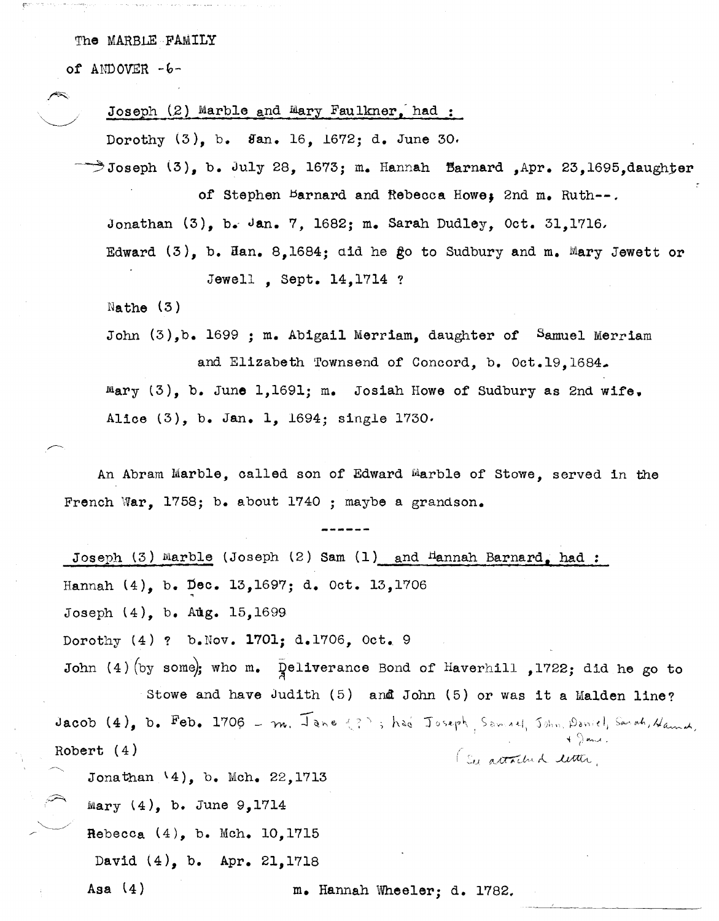The MARBLE FAMILY

of ANDOVER -6-

Joseph (2) Marble and Mary Faulkner, had :

Dorothy (3), b. Jan. 16, 1672; d. June 30.

→Joseph (3), b. July 28, 1673; m. Hannah Barnard ,Apr. 23,1695,daughter of Stephen Barnard and Rebecca Howe; 2nd m. Ruth--.

Jonathan (3), b. Jan. 7, 1682; m. Sarah Dudley, Oct. 31,1716.

Edward (3), b. Han. 8,1684; did he go to Sudbury and m. Mary Jewett or Jewell , Sept. 14,1714 ?

Nathe (3)

John (3),b. 1699 ; m. Abigail Merriam, daughter of Samuel Merriam and Elizabeth Townsend of Concord, b. Oct.19,1684.

Mary (3), b. June 1,1691; m. Josiah Howe of Sudbury as 2nd wife.

Alice (3), b. Jan. 1, 1694; single 1730.

An Abram Marble, called son of Edward Marble of Stowe, served in the French War, 1758; b. about 1740 ; maybe a grandson.

------

Joseph (3) Marble (Joseph (2) Sam (1) and Hannah Barnard, had :

Hannah (4), b. Dec. 13,1697; d. Oct. 13,1706

Joseph (4), b. Aug. 15,1699

Dorothy (4) ? b.Nov. 1701; d.1706, Oct. 9

John (4)(by some); who m. Deliverance Bond of Haverhill ,1722; did he go to Stowe and have Judith (5) and John (5) or was it a Malden line?

Jacob (4), b. Feb. 1706 - m. Jane (?); had Joseph, Samuel, John, Daniel, Sarah, Hannah, + Jane. (See attached letter.)

Robert (4)

Jonathan (4), b. Mch. 22,1713

Mary (4), b. June 9,1714

Rebecca (4), b. Mch. 10,1715

David (4), b. Apr. 21,1718

Asa (4) m. Hannah Wheeler; d. 1782.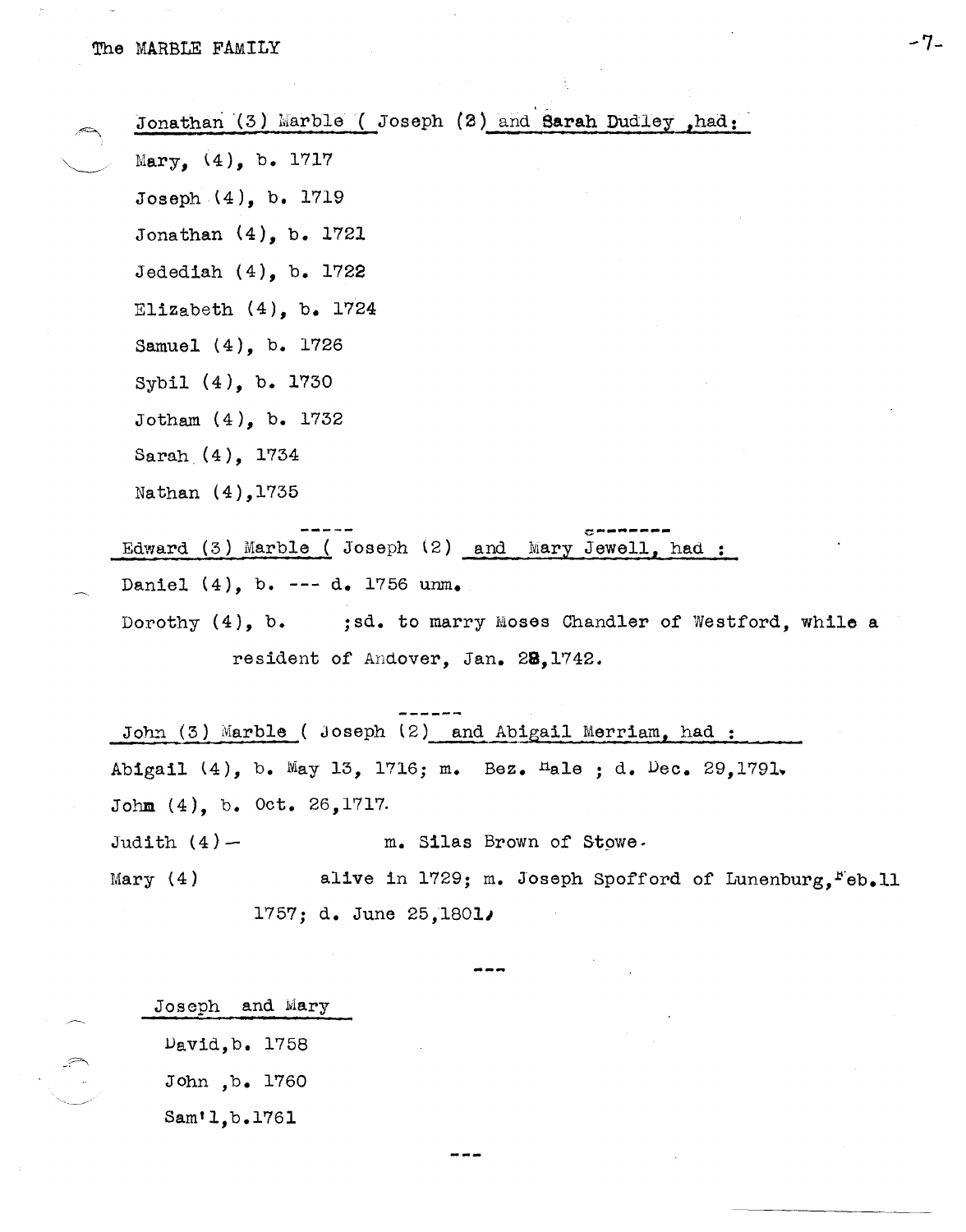Jonathan (3) Marble ( Joseph (2) and Sarah Dudley ,had:

Mary, (4), b. 1717

Joseph (4), b. 1719

Jonathan (4), b. 1721

Jedediah (4), b. 1722

Elizabeth (4), b. 1724

Samuel (4), b. 1726

Sybil (4), b. 1730

Jotham (4), b. 1732

Sarah (4), 1734

Nathan (4),1735

-----

Edward (3) Marble ( Joseph (2) and Mary Jewell, had :

Daniel (4), b. --- d. 1756 unm.

Dorothy (4), b. ;sd. to marry Moses Chandler of Westford, while a resident of Andover, Jan. 28,1742.

------

John (3) Marble ( Joseph (2) and Abigail Merriam, had :

Abigail (4), b. May 13, 1716; m. Bez. Hale ; d. Dec. 29,1791.

John (4), b. Oct. 26,1717.

Judith (4) — m. Silas Brown of Stowe.

Mary (4) alive in 1729; m. Joseph Spofford of Lunenburg, Feb.11 1757; d. June 25,1801.

---

Joseph and Mary

David,b. 1758

John ,b. 1760

Sam'l,b.1761

---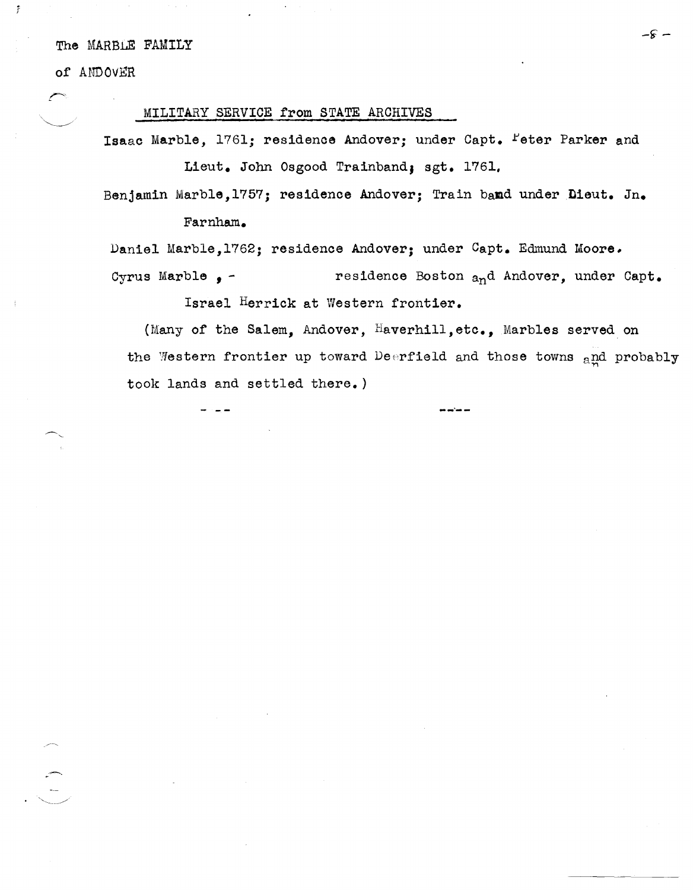The MARBLE FAMILY

of ANDOVER

## MILITARY SERVICE from STATE ARCHIVES

Isaac Marble, 1761; residence Andover; under Capt. Peter Parker and Lieut. John Osgood Trainband; sgt. 1761.

Benjamin Marble, 1757; residence Andover; Train band under Lieut. Jn. Farnham.

Daniel Marble, 1762; residence Andover; under Capt. Edmund Moore.

Cyrus Marble , - residence Boston and Andover, under Capt. Israel Herrick at Western frontier.

(Many of the Salem, Andover, Haverhill, etc., Marbles served on the Western frontier up toward Deerfield and those towns and probably took lands and settled there.)

- --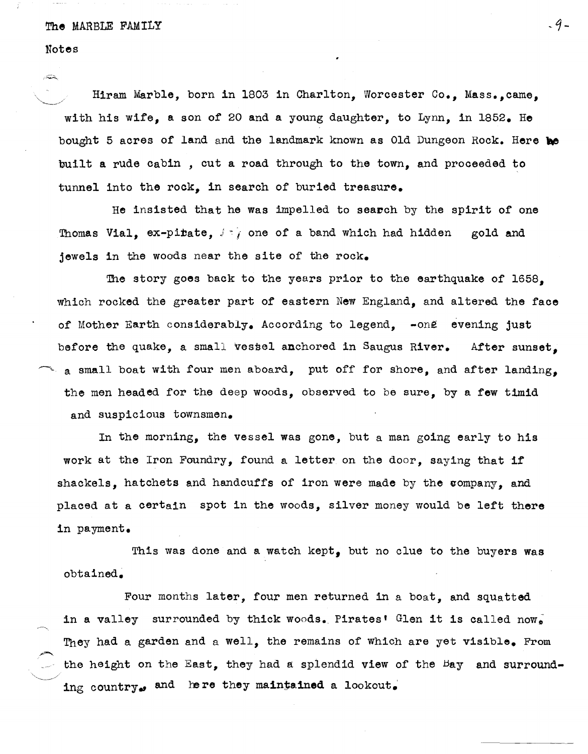The MARBLE FAMILY

Notes

Hiram Marble, born in 1803 in Charlton, Worcester Co., Mass., came, with his wife, a son of 20 and a young daughter, to Lynn, in 1852. He bought 5 acres of land and the landmark known as Old Dungeon Rock. Here he built a rude cabin, cut a road through to the town, and proceeded to tunnel into the rock, in search of buried treasure.

He insisted that he was impelled to search by the spirit of one Thomas Vial, ex-pirate, one of a band which had hidden gold and jewels in the woods near the site of the rock.

The story goes back to the years prior to the earthquake of 1658, which rocked the greater part of eastern New England, and altered the face of Mother Earth considerably. According to legend, one evening just before the quake, a small vessel anchored in Saugus River. After sunset, a small boat with four men aboard, put off for shore, and after landing, the men headed for the deep woods, observed to be sure, by a few timid and suspicious townsmen.

In the morning, the vessel was gone, but a man going early to his work at the Iron Foundry, found a letter on the door, saying that if shackels, hatchets and handcuffs of iron were made by the company, and placed at a certain spot in the woods, silver money would be left there in payment.

This was done and a watch kept, but no clue to the buyers was obtained.

Four months later, four men returned in a boat, and squatted in a valley surrounded by thick woods. Pirates' Glen it is called now. They had a garden and a well, the remains of which are yet visible. From the height on the East, they had a splendid view of the Bay and surrounding country, and here they maintained a lookout.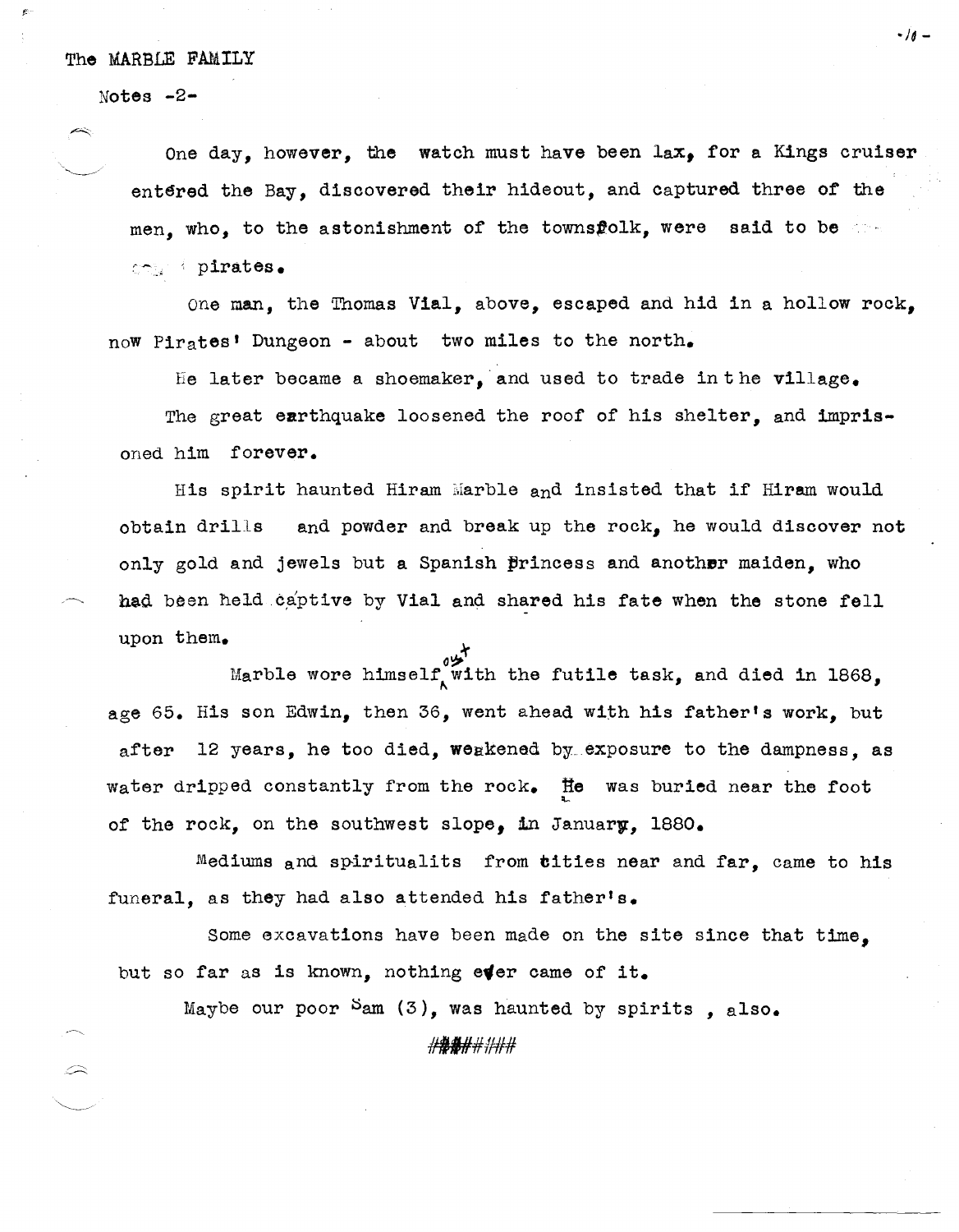The MARBLE FAMILY

Notes -2-

One day, however, the watch must have been lax, for a Kings cruiser entered the Bay, discovered their hideout, and captured three of the men, who, to the astonishment of the townsfolk, were said to be pirates.

One man, the Thomas Vial, above, escaped and hid in a hollow rock, now Pirates' Dungeon - about two miles to the north.

He later became a shoemaker, and used to trade in the village.

The great earthquake loosened the roof of his shelter, and imprisoned him forever.

His spirit haunted Hiram Marble and insisted that if Hiram would obtain drills and powder and break up the rock, he would discover not only gold and jewels but a Spanish Princess and another maiden, who had been held captive by Vial and shared his fate when the stone fell upon them.

Marble wore himself out with the futile task, and died in 1868, age 65. His son Edwin, then 36, went ahead with his father's work, but after 12 years, he too died, weakened by exposure to the dampness, as water dripped constantly from the rock. He was buried near the foot of the rock, on the southwest slope, in January, 1880.

Mediums and spiritualits from cities near and far, came to his funeral, as they had also attended his father's.

Some excavations have been made on the site since that time, but so far as is known, nothing ever came of it.

Maybe our poor Sam (3), was haunted by spirits , also.

########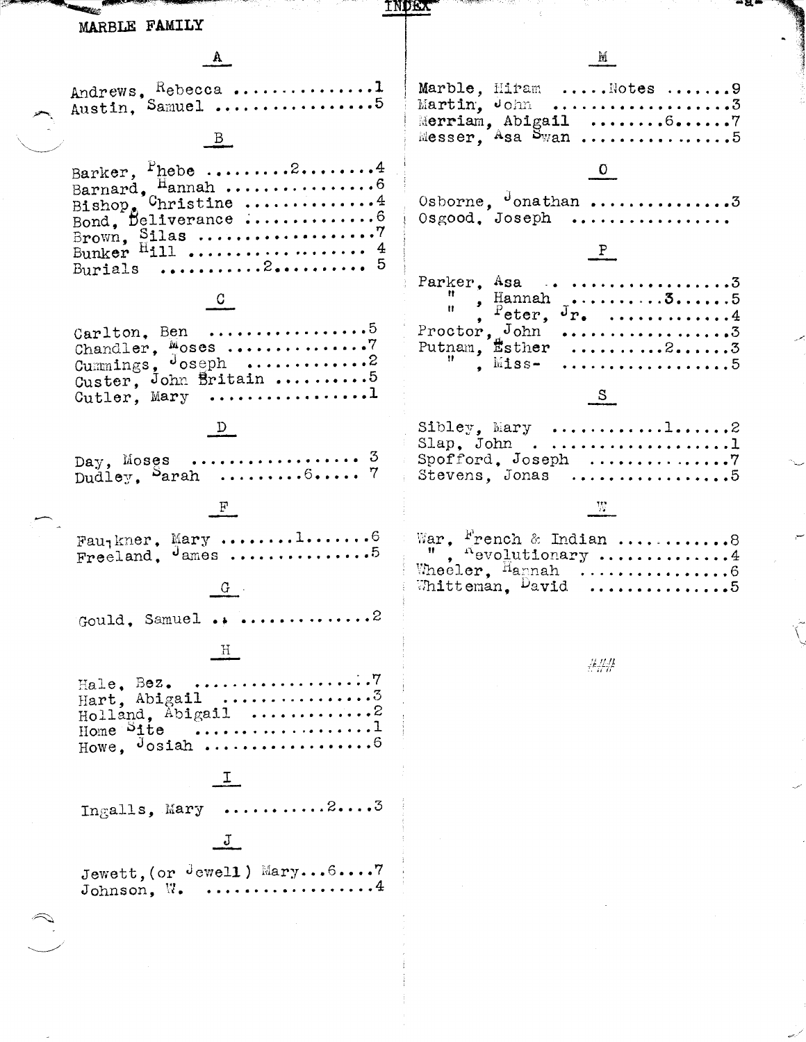# INDEX

## MARBLE FAMILY

### A

Andrews, Rebecca ...............1
Austin, Samuel .................5

### B

Barker, Phebe ........2........4
Barnard, Hannah ................6
Bishop, Christine ..............4
Bond, Deliverance ..............6
Brown, Silas ...................7
Bunker Hill .................... 4
Burials ..........2.......... 5

### C

Carlton, Ben ...................5
Chandler, Moses ................7
Cummings, Joseph ...............2
Custer, John Britain ...........5
Cutler, Mary ...................1

### D

Day, Moses .................... 3
Dudley, Sarah .........6..... 7

### F

Faulkner, Mary ........1.......6
Freeland, James ................5

### G

Gould, Samuel .. ..............2

### H

Hale, Bez. .....................7
Hart, Abigail ..................3
Holland, Abigail ...............2
Home Site ......................1
Howe, Josiah ...................6

### I

Ingalls, Mary ..........2....3

### J

Jewett, (or Jewell) Mary...6....7
Johnson, W. ....................4

### M

Marble, Hiram .....Notes .......9
Martin, John ...................3
Merriam, Abigail ........6......7
Messer, Asa Swan ...............5

### O

Osborne, Jonathan ..............3
Osgood, Joseph .................

### P

Parker, Asa ....................3
", Hannah ..........3......5
", Peter, Jr. .............4
Proctor, John ..................3
Putnam, Esther ..........2......3
", Miss- ...................5

### S

Sibley, Mary ...........1......2
Slap, John .....................1
Spofford, Joseph ...............7
Stevens, Jonas .................5

### W

War, French & Indian ...........8
", Revolutionary ..............4
Wheeler, Hannah ................6
Whitteman, David ...............5

###